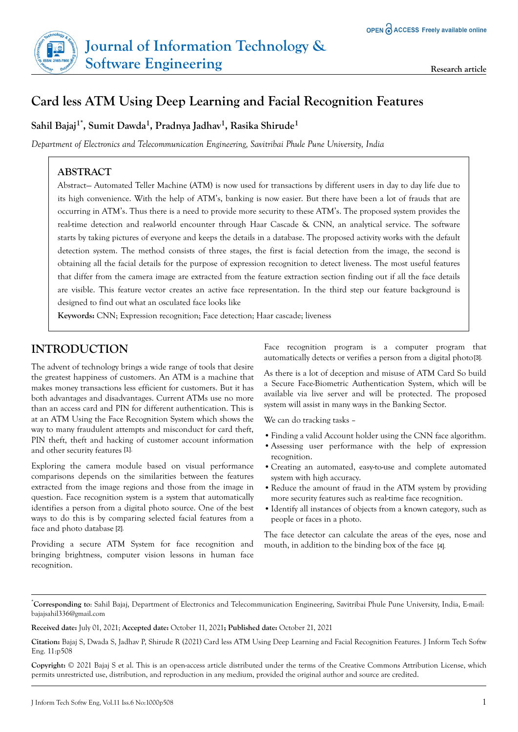# Card less ATM Using Deep Learning and Facial Recognition Features

**Sahil Bajaj[1*], Sumit Dawda[1], Pradnya Jadhav[1], Rasika Shirude[1]**

*Department of Electronics and Telecommunication Engineering, Savitribai Phule Pune University, India*

## ABSTRACT

Abstract— Automated Teller Machine (ATM) is now used for transactions by different users in day to day life due to its high convenience. With the help of ATM's, banking is now easier. But there have been a lot of frauds that are occurring in ATM's. Thus there is a need to provide more security to these ATM's. The proposed system provides the real-time detection and real-world encounter through Haar Cascade & CNN, an analytical service. The software starts by taking pictures of everyone and keeps the details in a database. The proposed activity works with the default detection system. The method consists of three stages, the first is facial detection from the image, the second is obtaining all the facial details for the purpose of expression recognition to detect liveness. The most useful features that differ from the camera image are extracted from the feature extraction section finding out if all the face details are visible. This feature vector creates an active face representation. In the third step our feature background is designed to find out what an osculated face looks like

**Keywords:** CNN; Expression recognition; Face detection; Haar cascade; liveness

## INTRODUCTION

The advent of technology brings a wide range of tools that desire the greatest happiness of customers. An ATM is a machine that makes money transactions less efficient for customers. But it has both advantages and disadvantages. Current ATMs use no more than an access card and PIN for different authentication. This is at an ATM Using the Face Recognition System which shows the way to many fraudulent attempts and misconduct for card theft, PIN theft, theft and hacking of customer account information and other security features [1].

Exploring the camera module based on visual performance comparisons depends on the similarities between the features extracted from the image regions and those from the image in question. Face recognition system is a system that automatically identifies a person from a digital photo source. One of the best ways to do this is by comparing selected facial features from a face and photo database [2].

Providing a secure ATM System for face recognition and bringing brightness, computer vision lessons in human face recognition.

Face recognition program is a computer program that automatically detects or verifies a person from a digital photo[3].

As there is a lot of deception and misuse of ATM Card So build a Secure Face-Biometric Authentication System, which will be available via live server and will be protected. The proposed system will assist in many ways in the Banking Sector.

We can do tracking tasks –

- Finding a valid Account holder using the CNN face algorithm.
- Assessing user performance with the help of expression recognition.
- Creating an automated, easy-to-use and complete automated system with high accuracy.
- Reduce the amount of fraud in the ATM system by providing more security features such as real-time face recognition.
- Identify all instances of objects from a known category, such as people or faces in a photo.

The face detector can calculate the areas of the eyes, nose and mouth, in addition to the binding box of the face [4].

*Corresponding to: Sahil Bajaj, Department of Electronics and Telecommunication Engineering, Savitribai Phule Pune University, India, E-mail: bajajsahil336@gmail.com

**Received date:** July 01, 2021; **Accepted date:** October 11, 2021**;** **Published date:** October 21, 2021

**Citation:** Bajaj S, Dwada S, Jadhav P, Shirude R (2021) Card less ATM Using Deep Learning and Facial Recognition Features. J Inform Tech Softw Eng. 11:p508

**Copyright:** © 2021 Bajaj S et al. This is an open-access article distributed under the terms of the Creative Commons Attribution License, which permits unrestricted use, distribution, and reproduction in any medium, provided the original author and source are credited.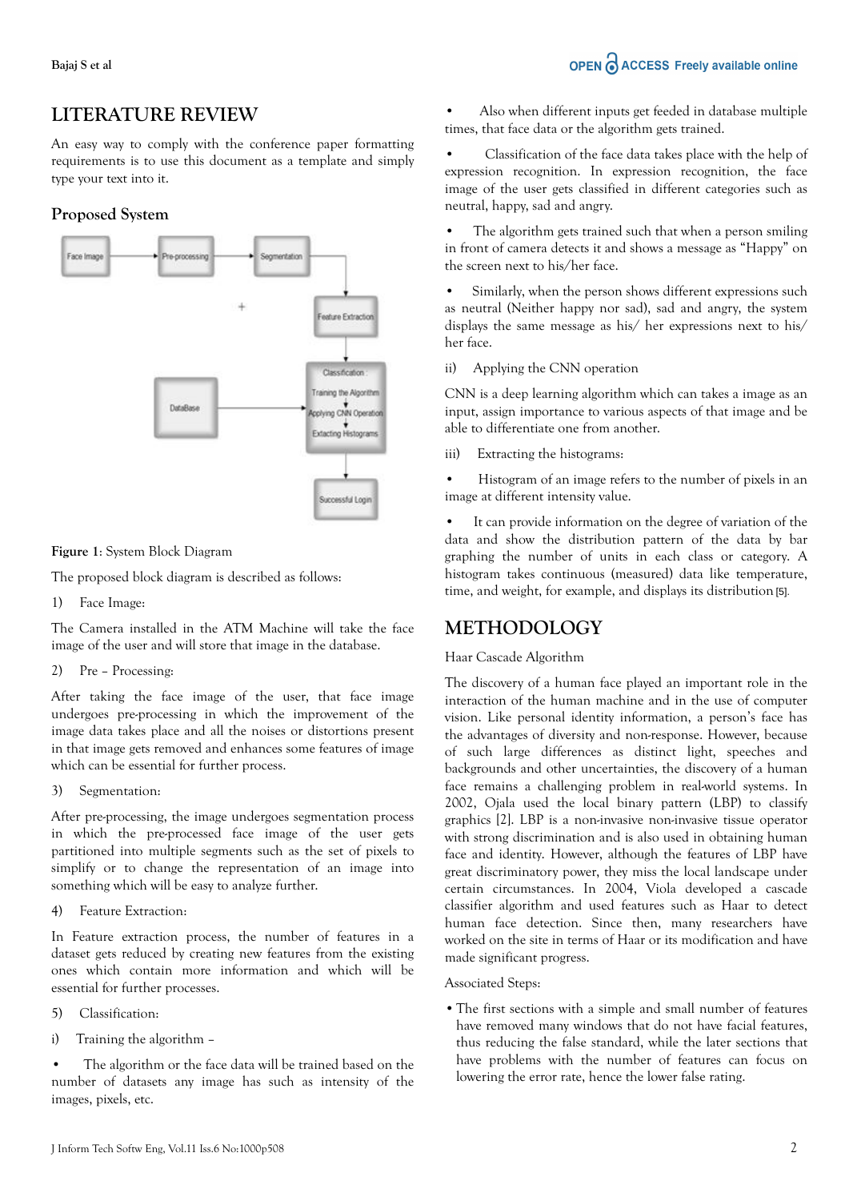## LITERATURE REVIEW

An easy way to comply with the conference paper formatting requirements is to use this document as a template and simply type your text into it.

### Proposed System

**Figure 1**: System Block Diagram

The proposed block diagram is described as follows:

1) Face Image:

The Camera installed in the ATM Machine will take the face image of the user and will store that image in the database.

2) Pre – Processing:

After taking the face image of the user, that face image undergoes pre-processing in which the improvement of the image data takes place and all the noises or distortions present in that image gets removed and enhances some features of image which can be essential for further process.

3) Segmentation:

After pre-processing, the image undergoes segmentation process in which the pre-processed face image of the user gets partitioned into multiple segments such as the set of pixels to simplify or to change the representation of an image into something which will be easy to analyze further.

4) Feature Extraction:

In Feature extraction process, the number of features in a dataset gets reduced by creating new features from the existing ones which contain more information and which will be essential for further processes.

5) Classification:

i) Training the algorithm –

- The algorithm or the face data will be trained based on the number of datasets any image has such as intensity of the images, pixels, etc.
- Also when different inputs get feeded in database multiple times, that face data or the algorithm gets trained.
- Classification of the face data takes place with the help of expression recognition. In expression recognition, the face image of the user gets classified in different categories such as neutral, happy, sad and angry.
- The algorithm gets trained such that when a person smiling in front of camera detects it and shows a message as "Happy" on the screen next to his/her face.
- Similarly, when the person shows different expressions such as neutral (Neither happy nor sad), sad and angry, the system displays the same message as his/ her expressions next to his/ her face.

ii) Applying the CNN operation

CNN is a deep learning algorithm which can takes a image as an input, assign importance to various aspects of that image and be able to differentiate one from another.

iii) Extracting the histograms:

- Histogram of an image refers to the number of pixels in an image at different intensity value.
- It can provide information on the degree of variation of the data and show the distribution pattern of the data by bar graphing the number of units in each class or category. A histogram takes continuous (measured) data like temperature, time, and weight, for example, and displays its distribution [5].

## METHODOLOGY

Haar Cascade Algorithm

The discovery of a human face played an important role in the interaction of the human machine and in the use of computer vision. Like personal identity information, a person's face has the advantages of diversity and non-response. However, because of such large differences as distinct light, speeches and backgrounds and other uncertainties, the discovery of a human face remains a challenging problem in real-world systems. In 2002, Ojala used the local binary pattern (LBP) to classify graphics [2]. LBP is a non-invasive non-invasive tissue operator with strong discrimination and is also used in obtaining human face and identity. However, although the features of LBP have great discriminatory power, they miss the local landscape under certain circumstances. In 2004, Viola developed a cascade classifier algorithm and used features such as Haar to detect human face detection. Since then, many researchers have worked on the site in terms of Haar or its modification and have made significant progress.

Associated Steps:

- The first sections with a simple and small number of features have removed many windows that do not have facial features, thus reducing the false standard, while the later sections that have problems with the number of features can focus on lowering the error rate, hence the lower false rating.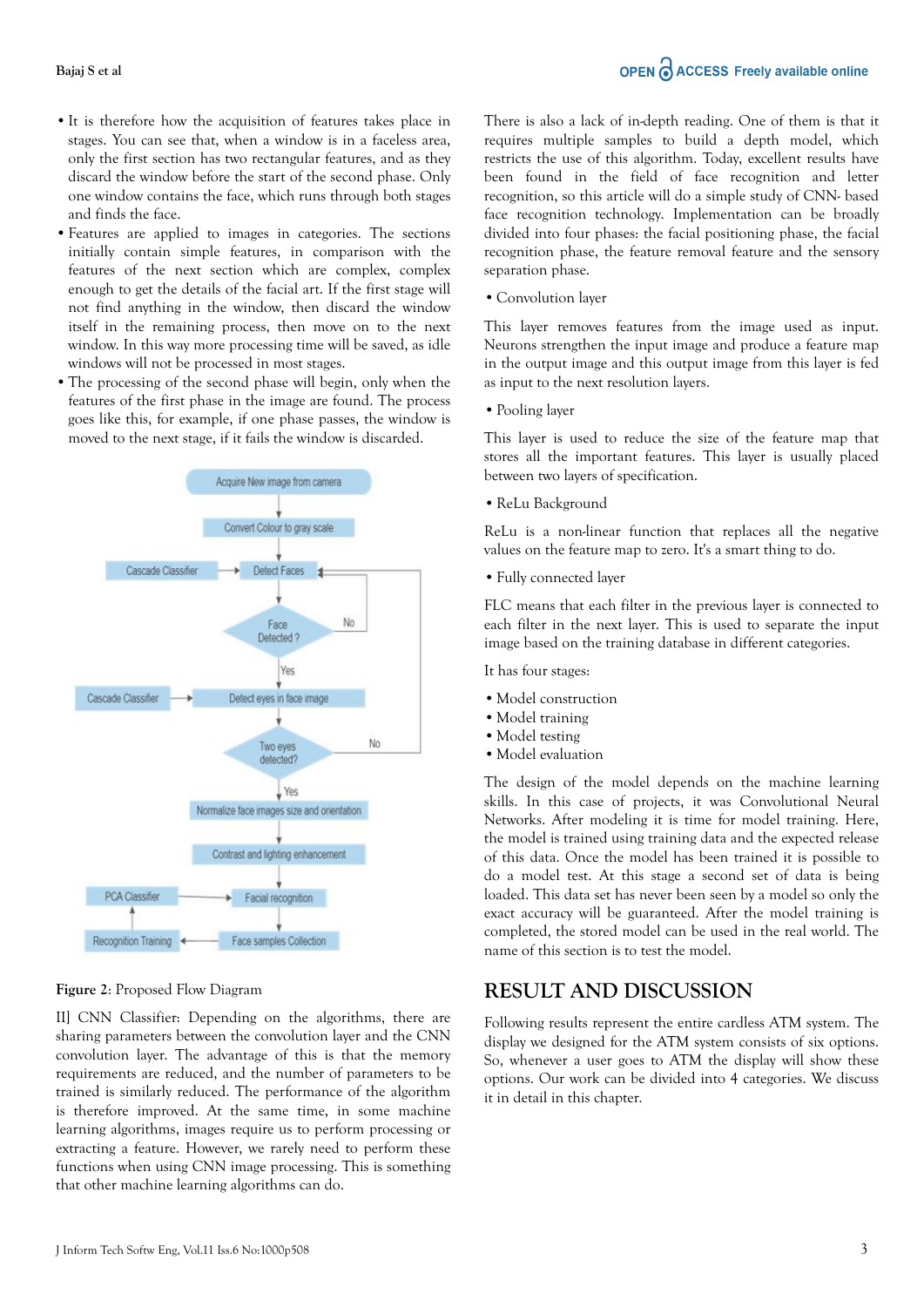- It is therefore how the acquisition of features takes place in stages. You can see that, when a window is in a faceless area, only the first section has two rectangular features, and as they discard the window before the start of the second phase. Only one window contains the face, which runs through both stages and finds the face.
- Features are applied to images in categories. The sections initially contain simple features, in comparison with the features of the next section which are complex, complex enough to get the details of the facial art. If the first stage will not find anything in the window, then discard the window itself in the remaining process, then move on to the next window. In this way more processing time will be saved, as idle windows will not be processed in most stages.
- The processing of the second phase will begin, only when the features of the first phase in the image are found. The process goes like this, for example, if one phase passes, the window is moved to the next stage, if it fails the window is discarded.

**Figure 2**: Proposed Flow Diagram

II] CNN Classifier: Depending on the algorithms, there are sharing parameters between the convolution layer and the CNN convolution layer. The advantage of this is that the memory requirements are reduced, and the number of parameters to be trained is similarly reduced. The performance of the algorithm is therefore improved. At the same time, in some machine learning algorithms, images require us to perform processing or extracting a feature. However, we rarely need to perform these functions when using CNN image processing. This is something that other machine learning algorithms can do.

There is also a lack of in-depth reading. One of them is that it requires multiple samples to build a depth model, which restricts the use of this algorithm. Today, excellent results have been found in the field of face recognition and letter recognition, so this article will do a simple study of CNN- based face recognition technology. Implementation can be broadly divided into four phases: the facial positioning phase, the facial recognition phase, the feature removal feature and the sensory separation phase.

- Convolution layer

This layer removes features from the image used as input. Neurons strengthen the input image and produce a feature map in the output image and this output image from this layer is fed as input to the next resolution layers.

- Pooling layer

This layer is used to reduce the size of the feature map that stores all the important features. This layer is usually placed between two layers of specification.

- ReLu Background

ReLu is a non-linear function that replaces all the negative values on the feature map to zero. It's a smart thing to do.

- Fully connected layer

FLC means that each filter in the previous layer is connected to each filter in the next layer. This is used to separate the input image based on the training database in different categories.

It has four stages:

- Model construction
- Model training
- Model testing
- Model evaluation

The design of the model depends on the machine learning skills. In this case of projects, it was Convolutional Neural Networks. After modeling it is time for model training. Here, the model is trained using training data and the expected release of this data. Once the model has been trained it is possible to do a model test. At this stage a second set of data is being loaded. This data set has never been seen by a model so only the exact accuracy will be guaranteed. After the model training is completed, the stored model can be used in the real world. The name of this section is to test the model.

## RESULT AND DISCUSSION

Following results represent the entire cardless ATM system. The display we designed for the ATM system consists of six options. So, whenever a user goes to ATM the display will show these options. Our work can be divided into 4 categories. We discuss it in detail in this chapter.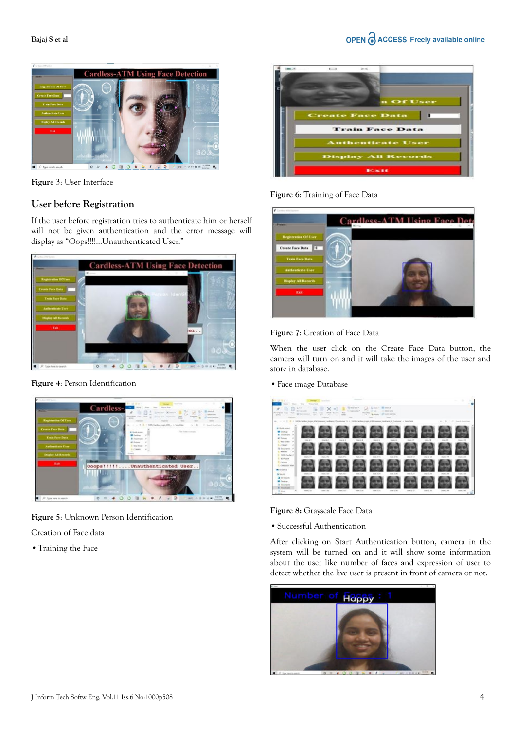Figure 3: User Interface

## User before Registration

If the user before registration tries to authenticate him or herself will not be given authentication and the error message will display as "Oops!!!!...Unauthenticated User."

Figure 4: Person Identification

Figure 5: Unknown Person Identification

Creation of Face data

- Training the Face

Figure 6: Training of Face Data

Figure 7: Creation of Face Data

When the user click on the Create Face Data button, the camera will turn on and it will take the images of the user and store in database.

- Face image Database

Figure 8: Grayscale Face Data

- Successful Authentication

After clicking on Start Authentication button, camera in the system will be turned on and it will show some information about the user like number of faces and expression of user to detect whether the live user is present in front of camera or not.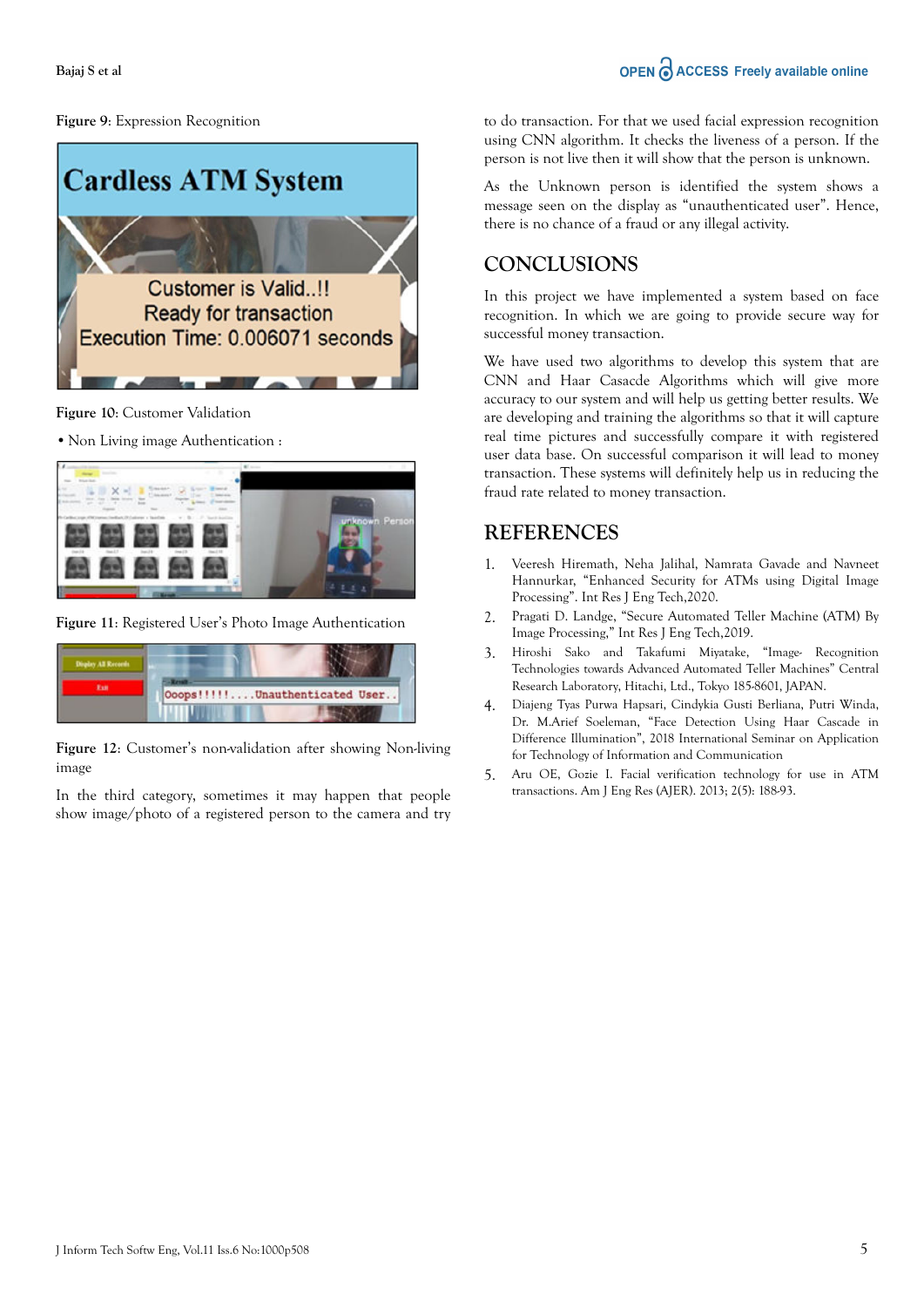**Figure 9**: Expression Recognition

**Figure 10**: Customer Validation

• Non Living image Authentication :

**Figure 11**: Registered User's Photo Image Authentication

**Figure 12**: Customer's non-validation after showing Non-living image

In the third category, sometimes it may happen that people show image/photo of a registered person to the camera and try to do transaction. For that we used facial expression recognition using CNN algorithm. It checks the liveness of a person. If the person is not live then it will show that the person is unknown.

As the Unknown person is identified the system shows a message seen on the display as "unauthenticated user". Hence, there is no chance of a fraud or any illegal activity.

## CONCLUSIONS

In this project we have implemented a system based on face recognition. In which we are going to provide secure way for successful money transaction.

We have used two algorithms to develop this system that are CNN and Haar Casacde Algorithms which will give more accuracy to our system and will help us getting better results. We are developing and training the algorithms so that it will capture real time pictures and successfully compare it with registered user data base. On successful comparison it will lead to money transaction. These systems will definitely help us in reducing the fraud rate related to money transaction.

## REFERENCES

1. Veeresh Hiremath, Neha Jalihal, Namrata Gavade and Navneet Hannurkar, "Enhanced Security for ATMs using Digital Image Processing". Int Res J Eng Tech,2020.
2. Pragati D. Landge, "Secure Automated Teller Machine (ATM) By Image Processing," Int Res J Eng Tech,2019.
3. Hiroshi Sako and Takafumi Miyatake, "Image- Recognition Technologies towards Advanced Automated Teller Machines" Central Research Laboratory, Hitachi, Ltd., Tokyo 185-8601, JAPAN.
4. Diajeng Tyas Purwa Hapsari, Cindykia Gusti Berliana, Putri Winda, Dr. M.Arief Soeleman, "Face Detection Using Haar Cascade in Difference Illumination", 2018 International Seminar on Application for Technology of Information and Communication
5. Aru OE, Gozie I. Facial verification technology for use in ATM transactions. Am J Eng Res (AJER). 2013; 2(5): 188-93.